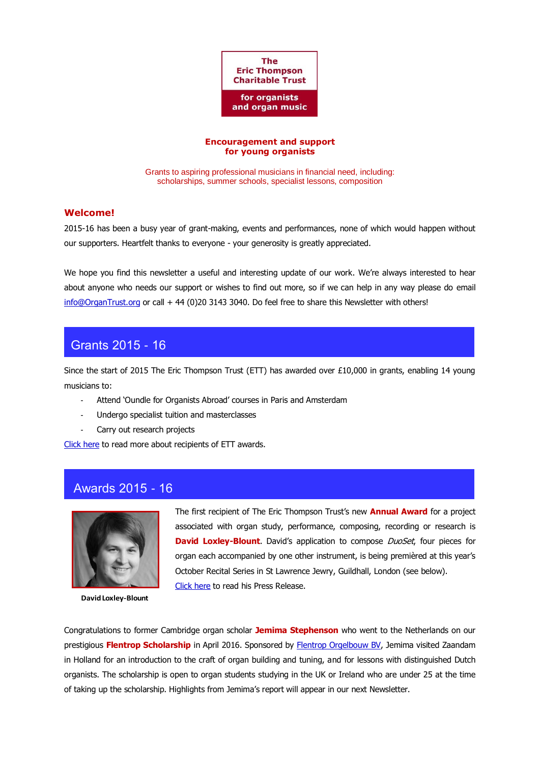**The Eric Thompson Charitable Trust**

**for organists and organ music**

**Encouragement and support for young organists**

Grants to aspiring professional musicians in financial need, including: scholarships, summer schools, specialist lessons, composition

## Welcome!

2015-16 has been a busy year of grant-making, events and performances, none of which would happen without our supporters. Heartfelt thanks to everyone - your generosity is greatly appreciated.

We hope you find this newsletter a useful and interesting update of our work. We're always interested to hear about anyone who needs our support or wishes to find out more, so if we can help in any way please do email info@OrganTrust.org or call + 44 (0)20 3143 3040. Do feel free to share this Newsletter with others!

## Grants 2015 - 16

Since the start of 2015 The Eric Thompson Trust (ETT) has awarded over £10,000 in grants, enabling 14 young musicians to:

- Attend 'Oundle for Organists Abroad' courses in Paris and Amsterdam
- Undergo specialist tuition and masterclasses
- Carry out research projects

Click here to read more about recipients of ETT awards.

## Awards 2015 - 16

David Loxley-Blount

The first recipient of The Eric Thompson Trust's new **Annual Award** for a project associated with organ study, performance, composing, recording or research is **David Loxley-Blount**. David's application to compose *DuoSet*, four pieces for organ each accompanied by one other instrument, is being premièred at this year's October Recital Series in St Lawrence Jewry, Guildhall, London (see below). Click here to read his Press Release.

Congratulations to former Cambridge organ scholar **Jemima Stephenson** who went to the Netherlands on our prestigious **Flentrop Scholarship** in April 2016. Sponsored by Flentrop Orgelbouw BV, Jemima visited Zaandam in Holland for an introduction to the craft of organ building and tuning, and for lessons with distinguished Dutch organists. The scholarship is open to organ students studying in the UK or Ireland who are under 25 at the time of taking up the scholarship. Highlights from Jemima's report will appear in our next Newsletter.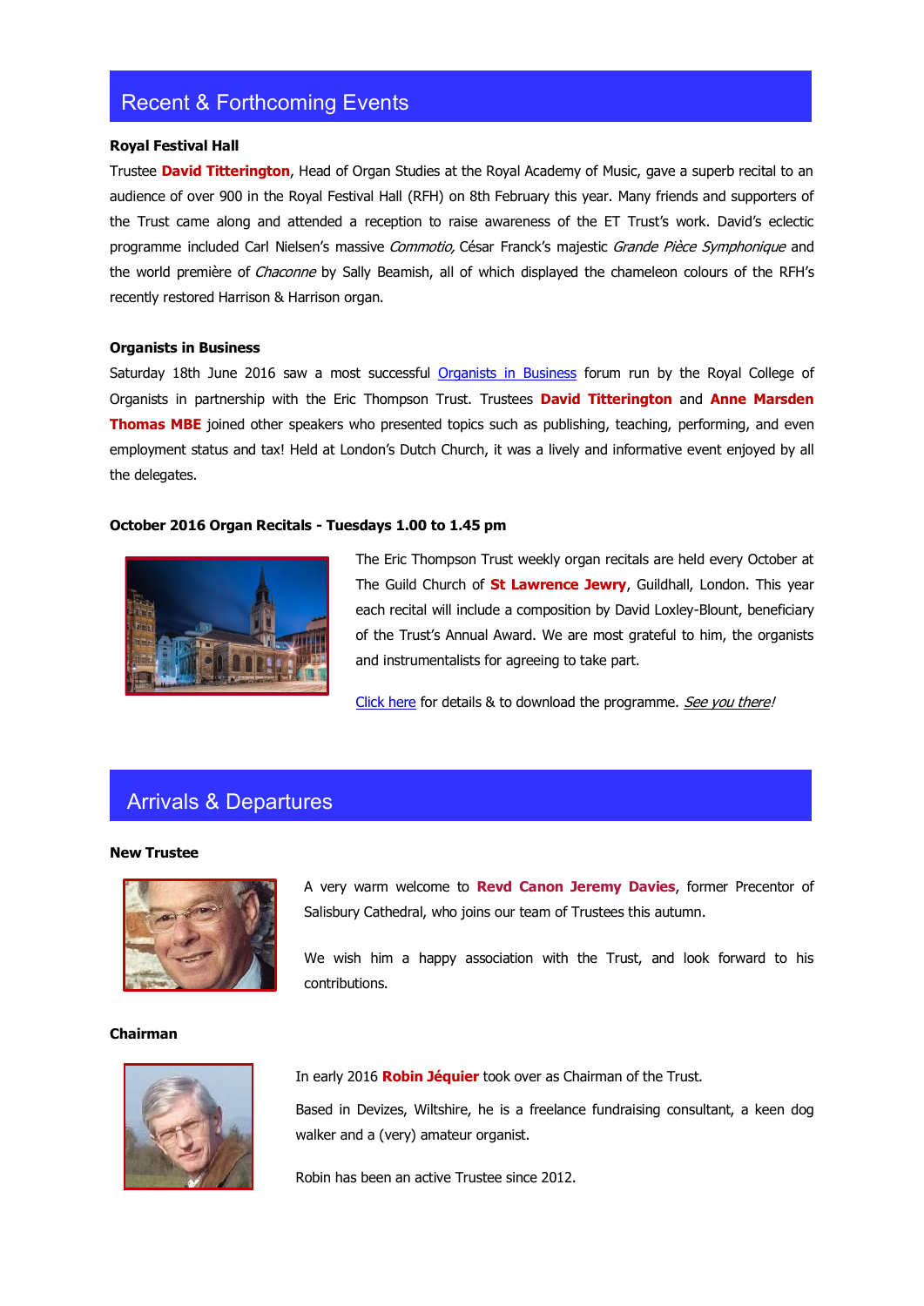## Recent & Forthcoming Events

**Royal Festival Hall**

Trustee **David Titterington**, Head of Organ Studies at the Royal Academy of Music, gave a superb recital to an audience of over 900 in the Royal Festival Hall (RFH) on 8th February this year. Many friends and supporters of the Trust came along and attended a reception to raise awareness of the ET Trust's work. David's eclectic programme included Carl Nielsen's massive *Commotio,* César Franck's majestic *Grande Pièce Symphonique* and the world première of *Chaconne* by Sally Beamish, all of which displayed the chameleon colours of the RFH's recently restored Harrison & Harrison organ.

**Organists in Business**

Saturday 18th June 2016 saw a most successful Organists in Business forum run by the Royal College of Organists in partnership with the Eric Thompson Trust. Trustees **David Titterington** and **Anne Marsden Thomas MBE** joined other speakers who presented topics such as publishing, teaching, performing, and even employment status and tax! Held at London's Dutch Church, it was a lively and informative event enjoyed by all the delegates.

**October 2016 Organ Recitals - Tuesdays 1.00 to 1.45 pm**

The Eric Thompson Trust weekly organ recitals are held every October at The Guild Church of **St Lawrence Jewry**, Guildhall, London. This year each recital will include a composition by David Loxley-Blount, beneficiary of the Trust's Annual Award. We are most grateful to him, the organists and instrumentalists for agreeing to take part.

Click here for details & to download the programme. *See you there!*

## Arrivals & Departures

**New Trustee**

A very warm welcome to **Revd Canon Jeremy Davies**, former Precentor of Salisbury Cathedral, who joins our team of Trustees this autumn.

We wish him a happy association with the Trust, and look forward to his contributions.

**Chairman**

In early 2016 **Robin Jéquier** took over as Chairman of the Trust.

Based in Devizes, Wiltshire, he is a freelance fundraising consultant, a keen dog walker and a (very) amateur organist.

Robin has been an active Trustee since 2012.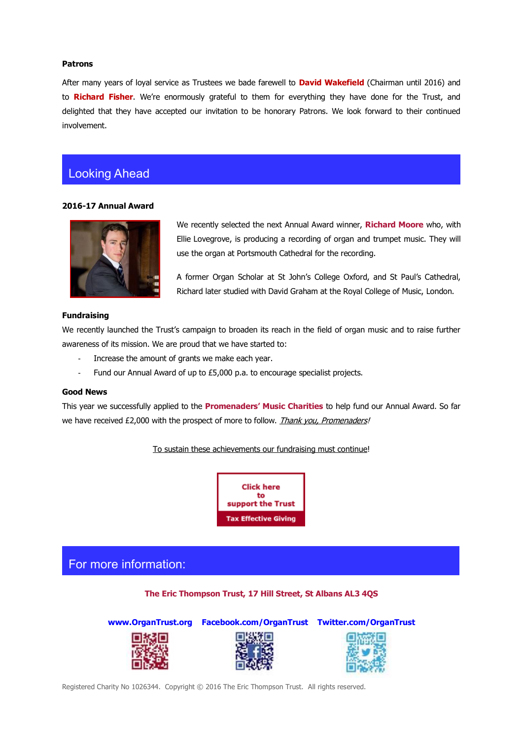**Patrons**

After many years of loyal service as Trustees we bade farewell to **David Wakefield** (Chairman until 2016) and to **Richard Fisher**. We're enormously grateful to them for everything they have done for the Trust, and delighted that they have accepted our invitation to be honorary Patrons. We look forward to their continued involvement.

## Looking Ahead

**2016-17 Annual Award**

We recently selected the next Annual Award winner, **Richard Moore** who, with Ellie Lovegrove, is producing a recording of organ and trumpet music. They will use the organ at Portsmouth Cathedral for the recording.

A former Organ Scholar at St John's College Oxford, and St Paul's Cathedral, Richard later studied with David Graham at the Royal College of Music, London.

**Fundraising**

We recently launched the Trust's campaign to broaden its reach in the field of organ music and to raise further awareness of its mission. We are proud that we have started to:

- Increase the amount of grants we make each year.
- Fund our Annual Award of up to £5,000 p.a. to encourage specialist projects.

**Good News**

This year we successfully applied to the **Promenaders' Music Charities** to help fund our Annual Award. So far we have received £2,000 with the prospect of more to follow. *Thank you, Promenaders!*

To sustain these achievements our fundraising must continue!

**Click here to support the Trust**

**Tax Effective Giving**

## For more information:

**The Eric Thompson Trust, 17 Hill Street, St Albans AL3 4QS**

**www.OrganTrust.org** **Facebook.com/OrganTrust** **Twitter.com/OrganTrust**

Registered Charity No 1026344. Copyright © 2016 The Eric Thompson Trust. All rights reserved.